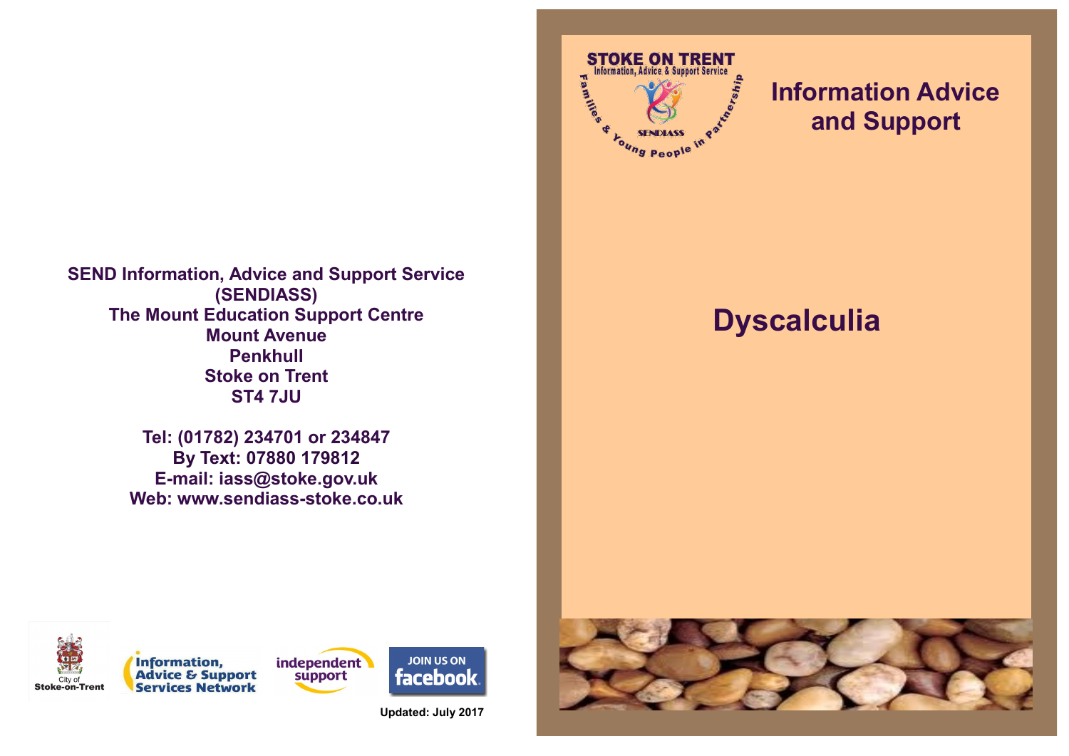SEND Information, Advice and Support Service (SENDIASS)
The Mount Education Support Centre
Mount Avenue
Penkhull
Stoke on Trent
ST4 7JU

Tel: (01782) 234701 or 234847
By Text: 07880 179812
E-mail: iass@stoke.gov.uk
Web: www.sendiass-stoke.co.uk

Updated: July 2017

# Information Advice and Support

# Dyscalculia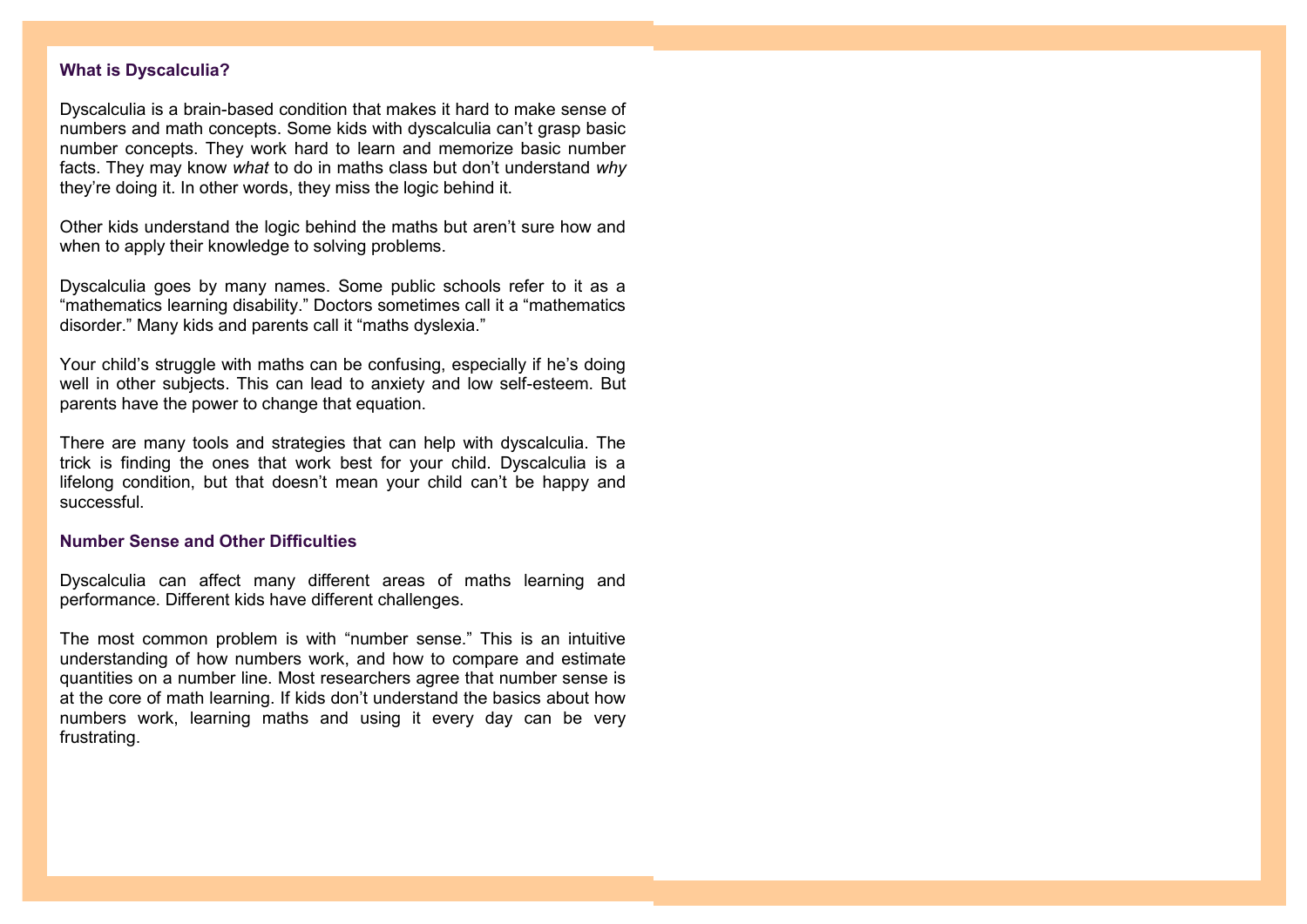### What is Dyscalculia?

Dyscalculia is a brain-based condition that makes it hard to make sense of numbers and math concepts. Some kids with dyscalculia can't grasp basic number concepts. They work hard to learn and memorize basic number facts. They may know *what* to do in maths class but don't understand *why* they're doing it. In other words, they miss the logic behind it.

Other kids understand the logic behind the maths but aren't sure how and when to apply their knowledge to solving problems.

Dyscalculia goes by many names. Some public schools refer to it as a "mathematics learning disability." Doctors sometimes call it a "mathematics disorder." Many kids and parents call it "maths dyslexia."

Your child's struggle with maths can be confusing, especially if he's doing well in other subjects. This can lead to anxiety and low self-esteem. But parents have the power to change that equation.

There are many tools and strategies that can help with dyscalculia. The trick is finding the ones that work best for your child. Dyscalculia is a lifelong condition, but that doesn't mean your child can't be happy and successful.

### Number Sense and Other Difficulties

Dyscalculia can affect many different areas of maths learning and performance. Different kids have different challenges.

The most common problem is with "number sense." This is an intuitive understanding of how numbers work, and how to compare and estimate quantities on a number line. Most researchers agree that number sense is at the core of math learning. If kids don't understand the basics about how numbers work, learning maths and using it every day can be very frustrating.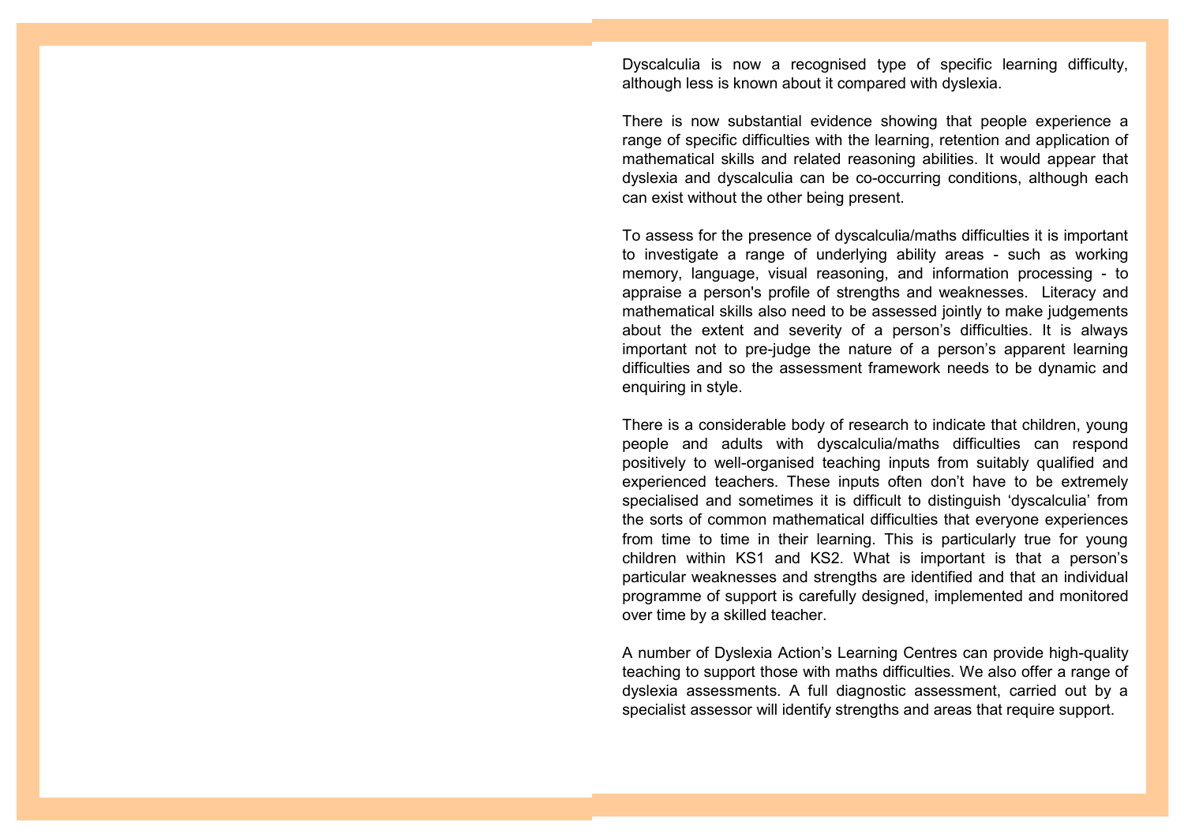Dyscalculia is now a recognised type of specific learning difficulty, although less is known about it compared with dyslexia.

There is now substantial evidence showing that people experience a range of specific difficulties with the learning, retention and application of mathematical skills and related reasoning abilities. It would appear that dyslexia and dyscalculia can be co-occurring conditions, although each can exist without the other being present.

To assess for the presence of dyscalculia/maths difficulties it is important to investigate a range of underlying ability areas - such as working memory, language, visual reasoning, and information processing - to appraise a person's profile of strengths and weaknesses. Literacy and mathematical skills also need to be assessed jointly to make judgements about the extent and severity of a person's difficulties. It is always important not to pre-judge the nature of a person's apparent learning difficulties and so the assessment framework needs to be dynamic and enquiring in style.

There is a considerable body of research to indicate that children, young people and adults with dyscalculia/maths difficulties can respond positively to well-organised teaching inputs from suitably qualified and experienced teachers. These inputs often don't have to be extremely specialised and sometimes it is difficult to distinguish 'dyscalculia' from the sorts of common mathematical difficulties that everyone experiences from time to time in their learning. This is particularly true for young children within KS1 and KS2. What is important is that a person's particular weaknesses and strengths are identified and that an individual programme of support is carefully designed, implemented and monitored over time by a skilled teacher.

A number of Dyslexia Action's Learning Centres can provide high-quality teaching to support those with maths difficulties. We also offer a range of dyslexia assessments. A full diagnostic assessment, carried out by a specialist assessor will identify strengths and areas that require support.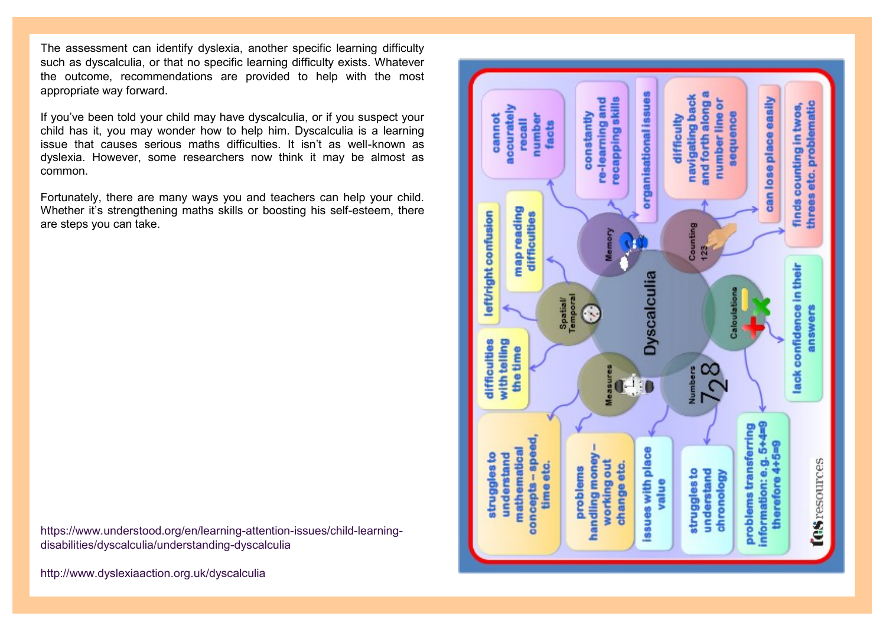The assessment can identify dyslexia, another specific learning difficulty such as dyscalculia, or that no specific learning difficulty exists. Whatever the outcome, recommendations are provided to help with the most appropriate way forward.

If you've been told your child may have dyscalculia, or if you suspect your child has it, you may wonder how to help him. Dyscalculia is a learning issue that causes serious maths difficulties. It isn't as well-known as dyslexia. However, some researchers now think it may be almost as common.

Fortunately, there are many ways you and teachers can help your child. Whether it's strengthening maths skills or boosting his self-esteem, there are steps you can take.

https://www.understood.org/en/learning-attention-issues/child-learning-disabilities/dyscalculia/understanding-dyscalculia

http://www.dyslexiaaction.org.uk/dyscalculia

Dyscalculia

Memory

cannot accurately recall number facts

constantly re-learning and recapping skills

organisational issues

Counting 123

difficulty navigating back and forth along a number line or sequence

can lose place easily

finds counting in twos, threes etc. problematic

Calculations

lack confidence in their answers

problems transferring information: e.g. 5+4=9 therefore 4+5=9

Numbers 7 2 8

struggles to understand chronology

issues with place value

Measures

problems handling money – working out change etc.

struggles to understand mathematical concepts – speed, time etc.

Spatial/ Temporal

difficulties with telling the time

left/right confusion

map reading difficulties

tes resources